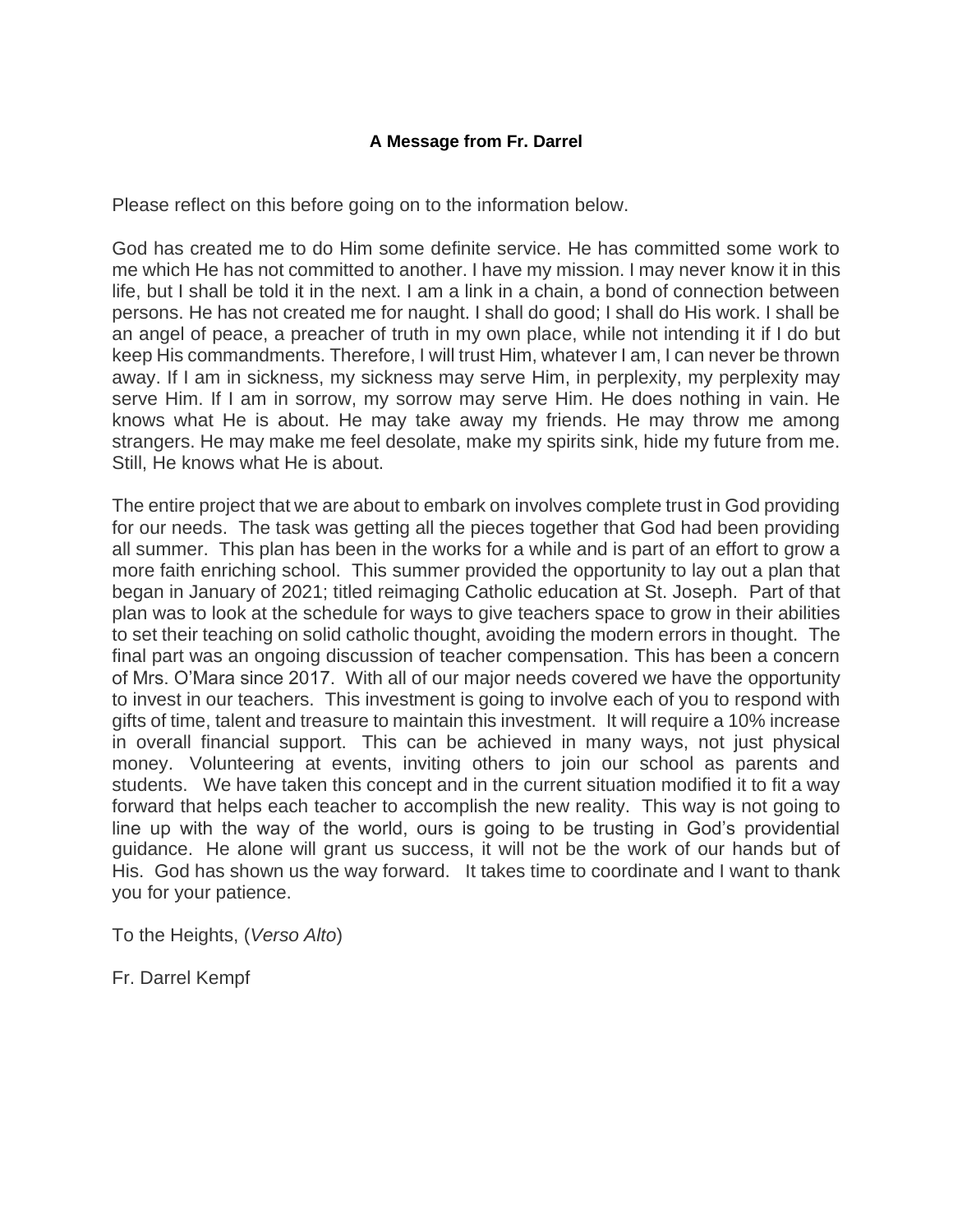**A Message from Fr. Darrel**

Please reflect on this before going on to the information below.

God has created me to do Him some definite service. He has committed some work to me which He has not committed to another. I have my mission. I may never know it in this life, but I shall be told it in the next. I am a link in a chain, a bond of connection between persons. He has not created me for naught. I shall do good; I shall do His work. I shall be an angel of peace, a preacher of truth in my own place, while not intending it if I do but keep His commandments. Therefore, I will trust Him, whatever I am, I can never be thrown away. If I am in sickness, my sickness may serve Him, in perplexity, my perplexity may serve Him. If I am in sorrow, my sorrow may serve Him. He does nothing in vain. He knows what He is about. He may take away my friends. He may throw me among strangers. He may make me feel desolate, make my spirits sink, hide my future from me. Still, He knows what He is about.

The entire project that we are about to embark on involves complete trust in God providing for our needs. The task was getting all the pieces together that God had been providing all summer. This plan has been in the works for a while and is part of an effort to grow a more faith enriching school. This summer provided the opportunity to lay out a plan that began in January of 2021; titled reimaging Catholic education at St. Joseph. Part of that plan was to look at the schedule for ways to give teachers space to grow in their abilities to set their teaching on solid catholic thought, avoiding the modern errors in thought. The final part was an ongoing discussion of teacher compensation. This has been a concern of Mrs. O'Mara since 2017. With all of our major needs covered we have the opportunity to invest in our teachers. This investment is going to involve each of you to respond with gifts of time, talent and treasure to maintain this investment. It will require a 10% increase in overall financial support. This can be achieved in many ways, not just physical money. Volunteering at events, inviting others to join our school as parents and students. We have taken this concept and in the current situation modified it to fit a way forward that helps each teacher to accomplish the new reality. This way is not going to line up with the way of the world, ours is going to be trusting in God's providential guidance. He alone will grant us success, it will not be the work of our hands but of His. God has shown us the way forward. It takes time to coordinate and I want to thank you for your patience.

To the Heights, (*Verso Alto*)

Fr. Darrel Kempf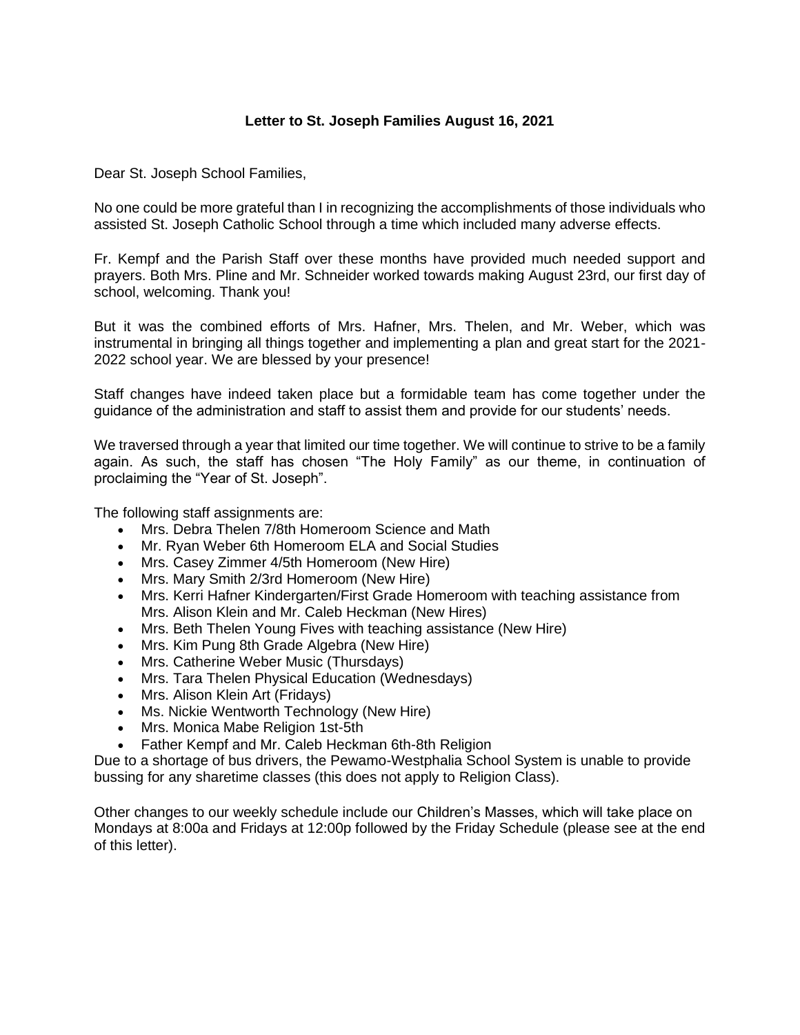**Letter to St. Joseph Families August 16, 2021**

Dear St. Joseph School Families,

No one could be more grateful than I in recognizing the accomplishments of those individuals who assisted St. Joseph Catholic School through a time which included many adverse effects.

Fr. Kempf and the Parish Staff over these months have provided much needed support and prayers. Both Mrs. Pline and Mr. Schneider worked towards making August 23rd, our first day of school, welcoming. Thank you!

But it was the combined efforts of Mrs. Hafner, Mrs. Thelen, and Mr. Weber, which was instrumental in bringing all things together and implementing a plan and great start for the 2021-2022 school year. We are blessed by your presence!

Staff changes have indeed taken place but a formidable team has come together under the guidance of the administration and staff to assist them and provide for our students' needs.

We traversed through a year that limited our time together. We will continue to strive to be a family again. As such, the staff has chosen "The Holy Family" as our theme, in continuation of proclaiming the "Year of St. Joseph".

The following staff assignments are:

- Mrs. Debra Thelen 7/8th Homeroom Science and Math
- Mr. Ryan Weber 6th Homeroom ELA and Social Studies
- Mrs. Casey Zimmer 4/5th Homeroom (New Hire)
- Mrs. Mary Smith 2/3rd Homeroom (New Hire)
- Mrs. Kerri Hafner Kindergarten/First Grade Homeroom with teaching assistance from Mrs. Alison Klein and Mr. Caleb Heckman (New Hires)
- Mrs. Beth Thelen Young Fives with teaching assistance (New Hire)
- Mrs. Kim Pung 8th Grade Algebra (New Hire)
- Mrs. Catherine Weber Music (Thursdays)
- Mrs. Tara Thelen Physical Education (Wednesdays)
- Mrs. Alison Klein Art (Fridays)
- Ms. Nickie Wentworth Technology (New Hire)
- Mrs. Monica Mabe Religion 1st-5th
- Father Kempf and Mr. Caleb Heckman 6th-8th Religion

Due to a shortage of bus drivers, the Pewamo-Westphalia School System is unable to provide bussing for any sharetime classes (this does not apply to Religion Class).

Other changes to our weekly schedule include our Children's Masses, which will take place on Mondays at 8:00a and Fridays at 12:00p followed by the Friday Schedule (please see at the end of this letter).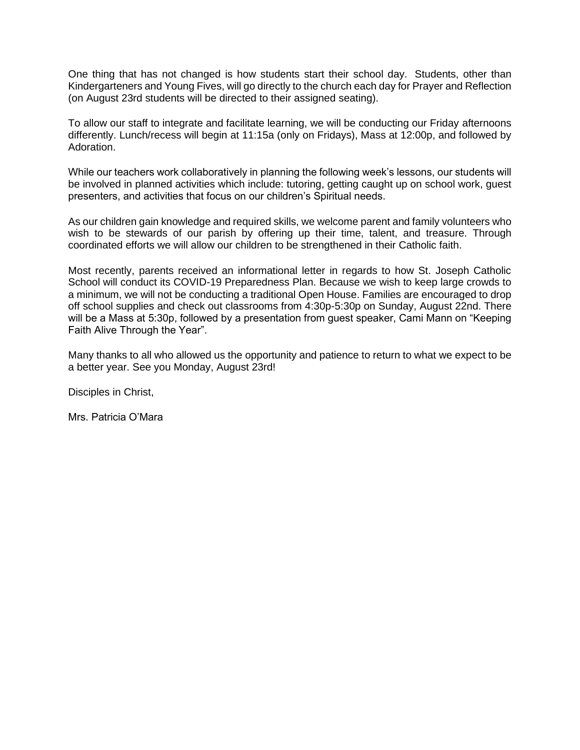One thing that has not changed is how students start their school day. Students, other than Kindergarteners and Young Fives, will go directly to the church each day for Prayer and Reflection (on August 23rd students will be directed to their assigned seating).

To allow our staff to integrate and facilitate learning, we will be conducting our Friday afternoons differently. Lunch/recess will begin at 11:15a (only on Fridays), Mass at 12:00p, and followed by Adoration.

While our teachers work collaboratively in planning the following week's lessons, our students will be involved in planned activities which include: tutoring, getting caught up on school work, guest presenters, and activities that focus on our children's Spiritual needs.

As our children gain knowledge and required skills, we welcome parent and family volunteers who wish to be stewards of our parish by offering up their time, talent, and treasure. Through coordinated efforts we will allow our children to be strengthened in their Catholic faith.

Most recently, parents received an informational letter in regards to how St. Joseph Catholic School will conduct its COVID-19 Preparedness Plan. Because we wish to keep large crowds to a minimum, we will not be conducting a traditional Open House. Families are encouraged to drop off school supplies and check out classrooms from 4:30p-5:30p on Sunday, August 22nd. There will be a Mass at 5:30p, followed by a presentation from guest speaker, Cami Mann on "Keeping Faith Alive Through the Year".

Many thanks to all who allowed us the opportunity and patience to return to what we expect to be a better year. See you Monday, August 23rd!

Disciples in Christ,

Mrs. Patricia O'Mara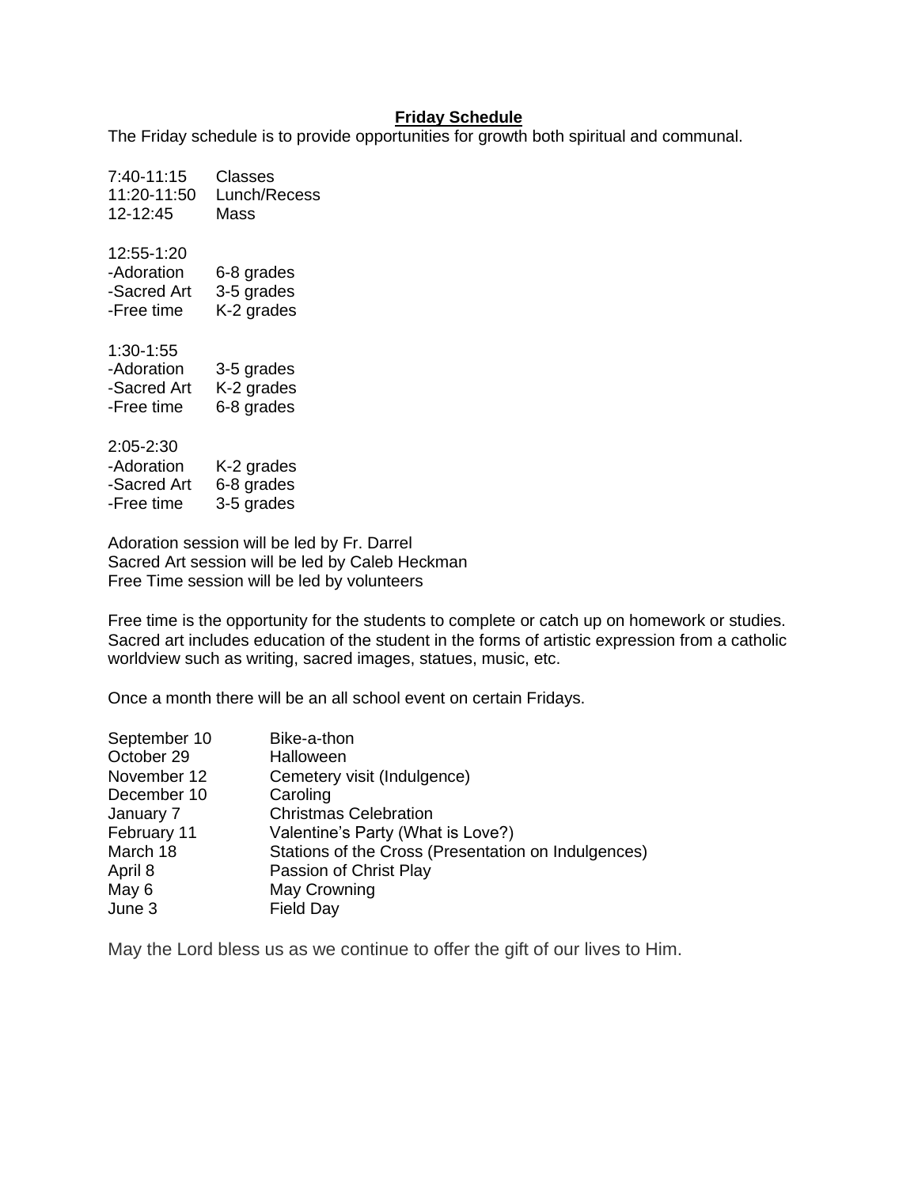**Friday Schedule**

The Friday schedule is to provide opportunities for growth both spiritual and communal.

| | |
|---|---|
| 7:40-11:15 | Classes |
| 11:20-11:50 | Lunch/Recess |
| 12-12:45 | Mass |

12:55-1:20

| | |
|---|---|
| -Adoration | 6-8 grades |
| -Sacred Art | 3-5 grades |
| -Free time | K-2 grades |

1:30-1:55

| | |
|---|---|
| -Adoration | 3-5 grades |
| -Sacred Art | K-2 grades |
| -Free time | 6-8 grades |

2:05-2:30

| | |
|---|---|
| -Adoration | K-2 grades |
| -Sacred Art | 6-8 grades |
| -Free time | 3-5 grades |

Adoration session will be led by Fr. Darrel
Sacred Art session will be led by Caleb Heckman
Free Time session will be led by volunteers

Free time is the opportunity for the students to complete or catch up on homework or studies. Sacred art includes education of the student in the forms of artistic expression from a catholic worldview such as writing, sacred images, statues, music, etc.

Once a month there will be an all school event on certain Fridays.

| | |
|---|---|
| September 10 | Bike-a-thon |
| October 29 | Halloween |
| November 12 | Cemetery visit (Indulgence) |
| December 10 | Caroling |
| January 7 | Christmas Celebration |
| February 11 | Valentine's Party (What is Love?) |
| March 18 | Stations of the Cross (Presentation on Indulgences) |
| April 8 | Passion of Christ Play |
| May 6 | May Crowning |
| June 3 | Field Day |

May the Lord bless us as we continue to offer the gift of our lives to Him.